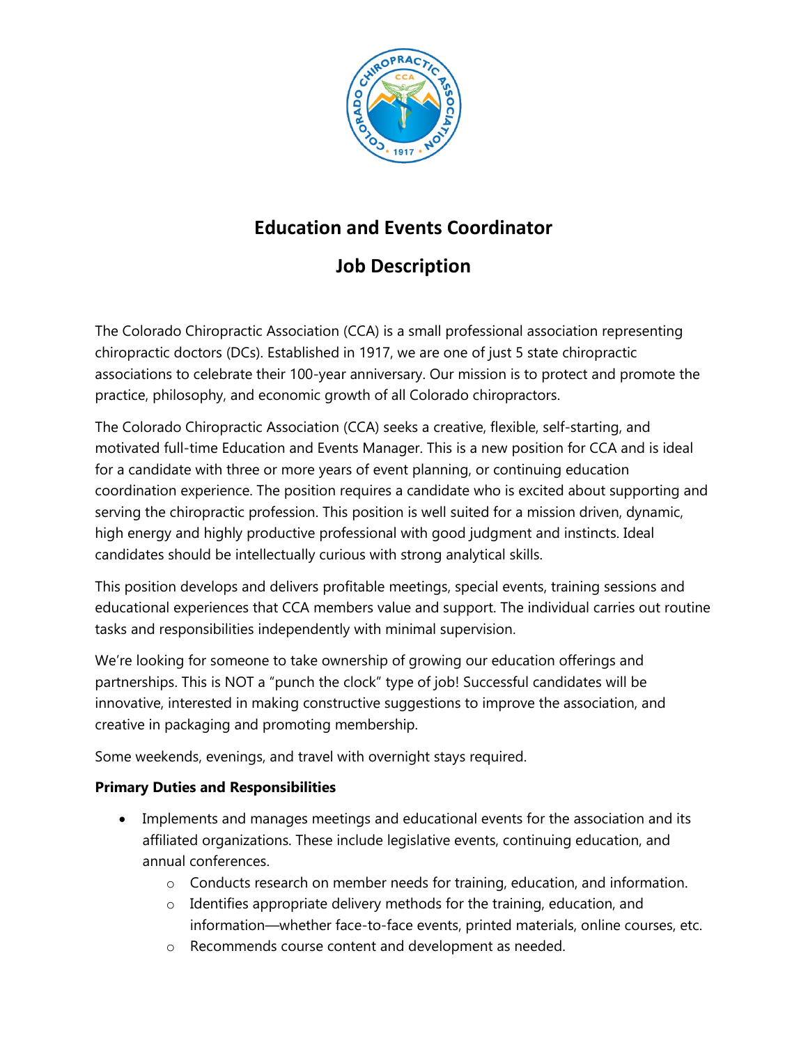# Education and Events Coordinator

## Job Description

The Colorado Chiropractic Association (CCA) is a small professional association representing chiropractic doctors (DCs). Established in 1917, we are one of just 5 state chiropractic associations to celebrate their 100-year anniversary. Our mission is to protect and promote the practice, philosophy, and economic growth of all Colorado chiropractors.

The Colorado Chiropractic Association (CCA) seeks a creative, flexible, self-starting, and motivated full-time Education and Events Manager. This is a new position for CCA and is ideal for a candidate with three or more years of event planning, or continuing education coordination experience. The position requires a candidate who is excited about supporting and serving the chiropractic profession. This position is well suited for a mission driven, dynamic, high energy and highly productive professional with good judgment and instincts. Ideal candidates should be intellectually curious with strong analytical skills.

This position develops and delivers profitable meetings, special events, training sessions and educational experiences that CCA members value and support. The individual carries out routine tasks and responsibilities independently with minimal supervision.

We're looking for someone to take ownership of growing our education offerings and partnerships. This is NOT a "punch the clock" type of job! Successful candidates will be innovative, interested in making constructive suggestions to improve the association, and creative in packaging and promoting membership.

Some weekends, evenings, and travel with overnight stays required.

**Primary Duties and Responsibilities**

- Implements and manages meetings and educational events for the association and its affiliated organizations. These include legislative events, continuing education, and annual conferences.
  - Conducts research on member needs for training, education, and information.
  - Identifies appropriate delivery methods for the training, education, and information—whether face-to-face events, printed materials, online courses, etc.
  - Recommends course content and development as needed.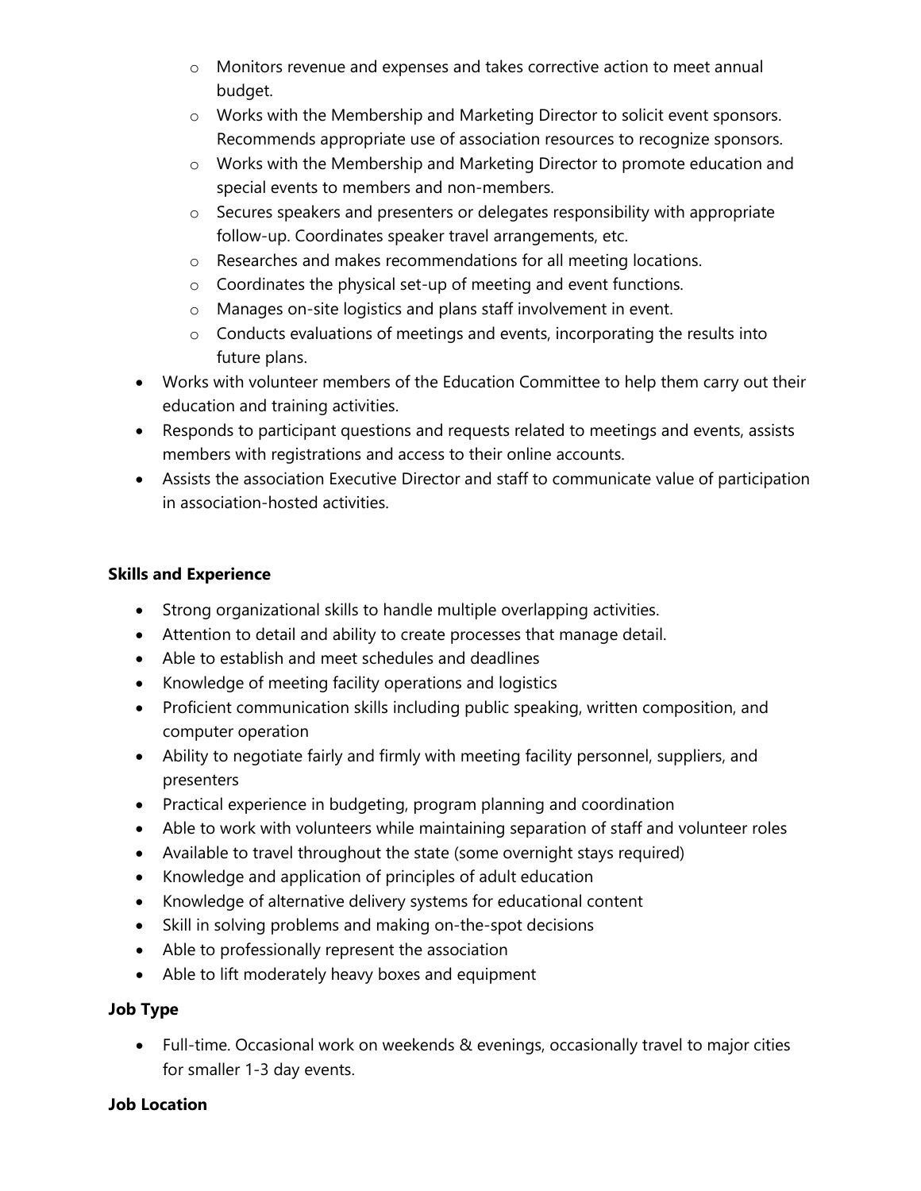- Monitors revenue and expenses and takes corrective action to meet annual budget.
    - Works with the Membership and Marketing Director to solicit event sponsors. Recommends appropriate use of association resources to recognize sponsors.
    - Works with the Membership and Marketing Director to promote education and special events to members and non-members.
    - Secures speakers and presenters or delegates responsibility with appropriate follow-up. Coordinates speaker travel arrangements, etc.
    - Researches and makes recommendations for all meeting locations.
    - Coordinates the physical set-up of meeting and event functions.
    - Manages on-site logistics and plans staff involvement in event.
    - Conducts evaluations of meetings and events, incorporating the results into future plans.
- Works with volunteer members of the Education Committee to help them carry out their education and training activities.
- Responds to participant questions and requests related to meetings and events, assists members with registrations and access to their online accounts.
- Assists the association Executive Director and staff to communicate value of participation in association-hosted activities.

**Skills and Experience**

- Strong organizational skills to handle multiple overlapping activities.
- Attention to detail and ability to create processes that manage detail.
- Able to establish and meet schedules and deadlines
- Knowledge of meeting facility operations and logistics
- Proficient communication skills including public speaking, written composition, and computer operation
- Ability to negotiate fairly and firmly with meeting facility personnel, suppliers, and presenters
- Practical experience in budgeting, program planning and coordination
- Able to work with volunteers while maintaining separation of staff and volunteer roles
- Available to travel throughout the state (some overnight stays required)
- Knowledge and application of principles of adult education
- Knowledge of alternative delivery systems for educational content
- Skill in solving problems and making on-the-spot decisions
- Able to professionally represent the association
- Able to lift moderately heavy boxes and equipment

**Job Type**

- Full-time. Occasional work on weekends & evenings, occasionally travel to major cities for smaller 1-3 day events.

**Job Location**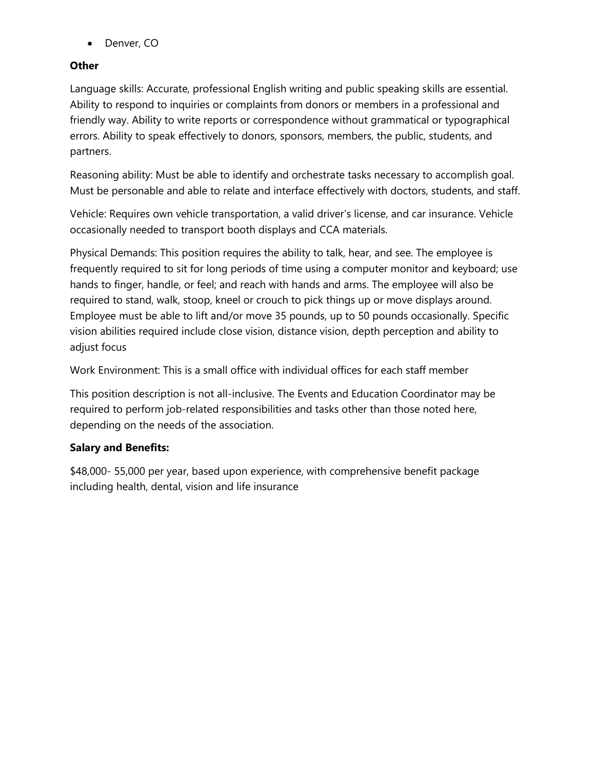- Denver, CO

**Other**

Language skills: Accurate, professional English writing and public speaking skills are essential. Ability to respond to inquiries or complaints from donors or members in a professional and friendly way. Ability to write reports or correspondence without grammatical or typographical errors. Ability to speak effectively to donors, sponsors, members, the public, students, and partners.

Reasoning ability: Must be able to identify and orchestrate tasks necessary to accomplish goal. Must be personable and able to relate and interface effectively with doctors, students, and staff.

Vehicle: Requires own vehicle transportation, a valid driver's license, and car insurance. Vehicle occasionally needed to transport booth displays and CCA materials.

Physical Demands: This position requires the ability to talk, hear, and see. The employee is frequently required to sit for long periods of time using a computer monitor and keyboard; use hands to finger, handle, or feel; and reach with hands and arms. The employee will also be required to stand, walk, stoop, kneel or crouch to pick things up or move displays around. Employee must be able to lift and/or move 35 pounds, up to 50 pounds occasionally. Specific vision abilities required include close vision, distance vision, depth perception and ability to adjust focus

Work Environment: This is a small office with individual offices for each staff member

This position description is not all-inclusive. The Events and Education Coordinator may be required to perform job-related responsibilities and tasks other than those noted here, depending on the needs of the association.

**Salary and Benefits:**

$48,000- 55,000 per year, based upon experience, with comprehensive benefit package including health, dental, vision and life insurance